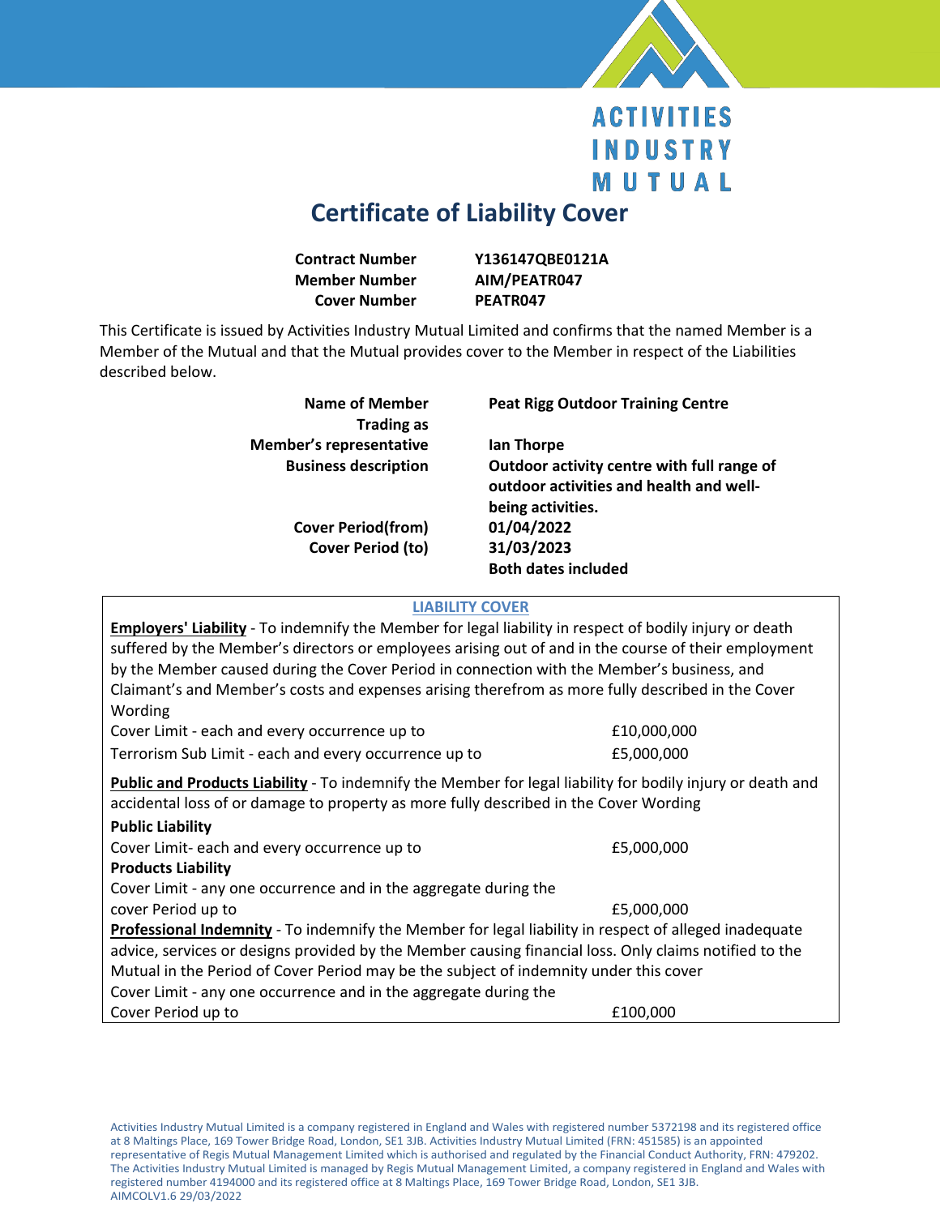ACTIVITIES INDUSTRY MUTUAL

# Certificate of Liability Cover

| | |
|---|---|
| **Contract Number** | **Y136147QBE0121A** |
| **Member Number** | **AIM/PEATR047** |
| **Cover Number** | **PEATR047** |

This Certificate is issued by Activities Industry Mutual Limited and confirms that the named Member is a Member of the Mutual and that the Mutual provides cover to the Member in respect of the Liabilities described below.

| | |
|---|---|
| **Name of Member** | **Peat Rigg Outdoor Training Centre** |
| **Trading as** | |
| **Member's representative** | **Ian Thorpe** |
| **Business description** | **Outdoor activity centre with full range of outdoor activities and health and well-being activities.** |
| **Cover Period(from)** | **01/04/2022** |
| **Cover Period (to)** | **31/03/2023** |
| | **Both dates included** |

## LIABILITY COVER

**Employers' Liability** - To indemnify the Member for legal liability in respect of bodily injury or death suffered by the Member's directors or employees arising out of and in the course of their employment by the Member caused during the Cover Period in connection with the Member's business, and Claimant's and Member's costs and expenses arising therefrom as more fully described in the Cover Wording

| | |
|---|---|
| Cover Limit - each and every occurrence up to | £10,000,000 |
| Terrorism Sub Limit - each and every occurrence up to | £5,000,000 |

**Public and Products Liability** - To indemnify the Member for legal liability for bodily injury or death and accidental loss of or damage to property as more fully described in the Cover Wording

**Public Liability**

| | |
|---|---|
| Cover Limit- each and every occurrence up to | £5,000,000 |

**Products Liability**

| | |
|---|---|
| Cover Limit - any one occurrence and in the aggregate during the cover Period up to | £5,000,000 |

**Professional Indemnity** - To indemnify the Member for legal liability in respect of alleged inadequate advice, services or designs provided by the Member causing financial loss. Only claims notified to the Mutual in the Period of Cover Period may be the subject of indemnity under this cover

| | |
|---|---|
| Cover Limit - any one occurrence and in the aggregate during the Cover Period up to | £100,000 |

Activities Industry Mutual Limited is a company registered in England and Wales with registered number 5372198 and its registered office at 8 Maltings Place, 169 Tower Bridge Road, London, SE1 3JB. Activities Industry Mutual Limited (FRN: 451585) is an appointed representative of Regis Mutual Management Limited which is authorised and regulated by the Financial Conduct Authority, FRN: 479202. The Activities Industry Mutual Limited is managed by Regis Mutual Management Limited, a company registered in England and Wales with registered number 4194000 and its registered office at 8 Maltings Place, 169 Tower Bridge Road, London, SE1 3JB.
AIMCOLV1.6 29/03/2022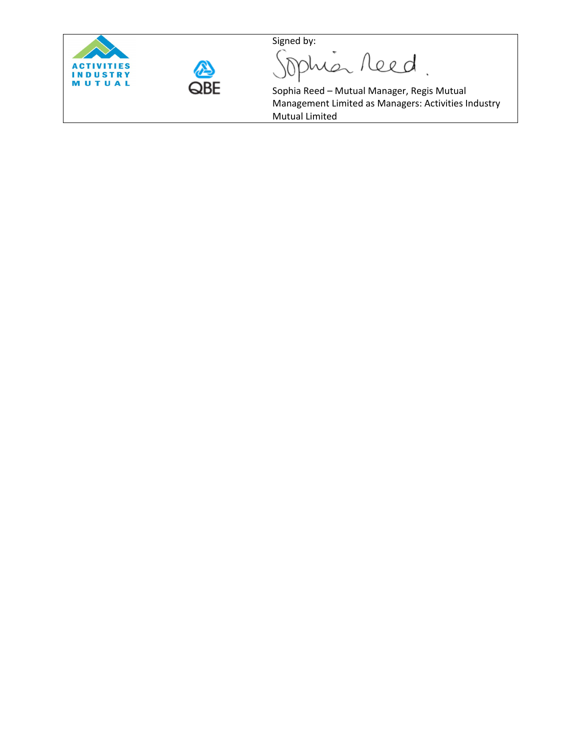| | | |
|---|---|---|
| ACTIVITIES INDUSTRY MUTUAL | QBE | Signed by:<br><br>Sophia Reed – Mutual Manager, Regis Mutual Management Limited as Managers: Activities Industry Mutual Limited |